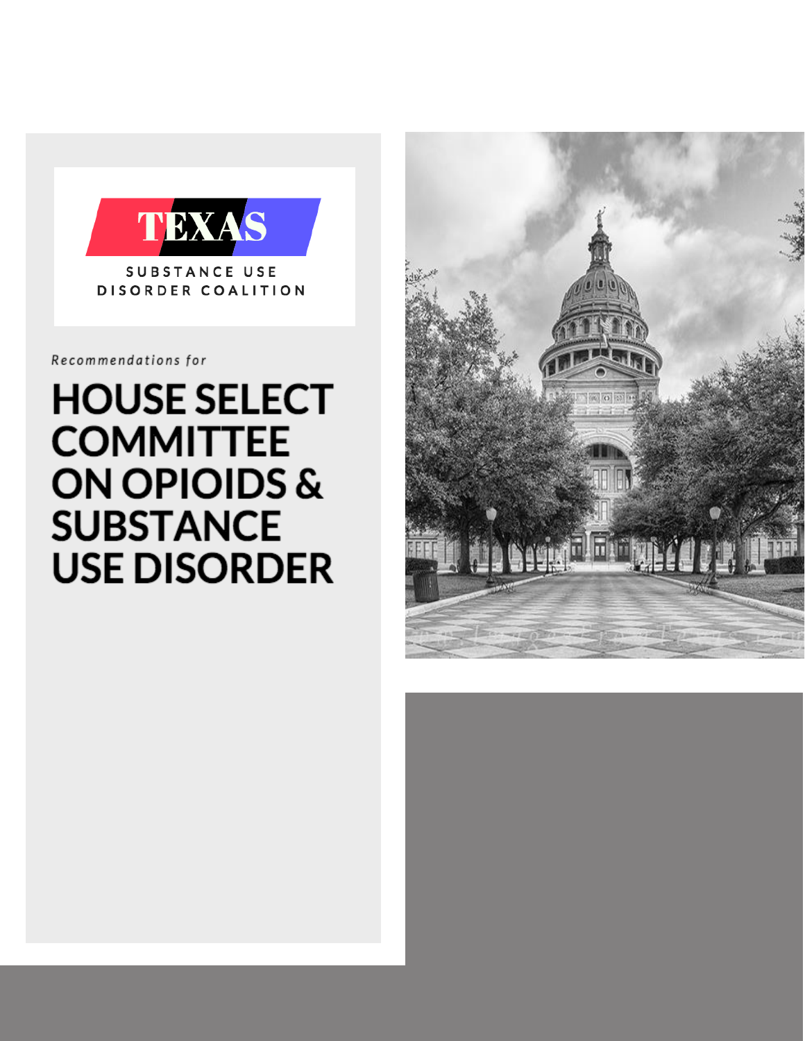TEXAS

SUBSTANCE USE DISORDER COALITION

*Recommendations for*

# HOUSE SELECT COMMITTEE ON OPIOIDS & SUBSTANCE USE DISORDER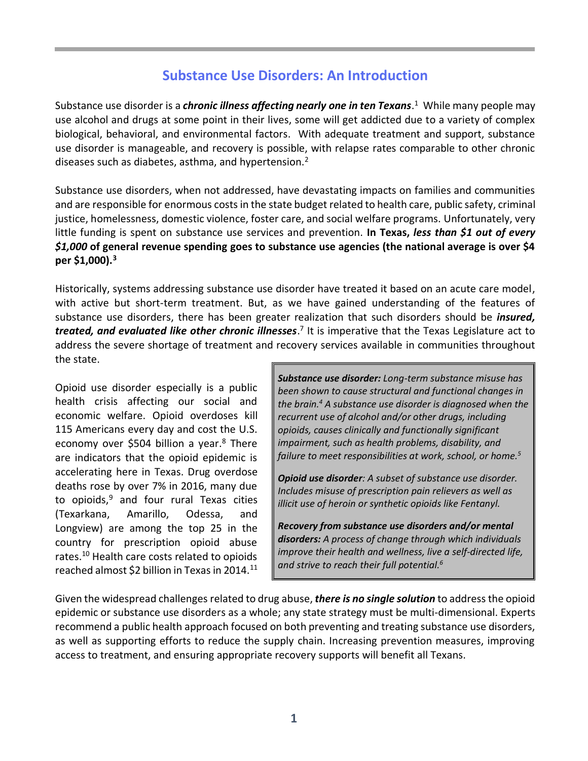# Substance Use Disorders: An Introduction

Substance use disorder is a ***chronic illness affecting nearly one in ten Texans***.[1] While many people may use alcohol and drugs at some point in their lives, some will get addicted due to a variety of complex biological, behavioral, and environmental factors. With adequate treatment and support, substance use disorder is manageable, and recovery is possible, with relapse rates comparable to other chronic diseases such as diabetes, asthma, and hypertension.[2]

Substance use disorders, when not addressed, have devastating impacts on families and communities and are responsible for enormous costs in the state budget related to health care, public safety, criminal justice, homelessness, domestic violence, foster care, and social welfare programs. Unfortunately, very little funding is spent on substance use services and prevention. **In Texas, *less than $1 out of every $1,000* of general revenue spending goes to substance use agencies (the national average is over $4 per $1,000).[3]**

Historically, systems addressing substance use disorder have treated it based on an acute care model, with active but short-term treatment. But, as we have gained understanding of the features of substance use disorders, there has been greater realization that such disorders should be ***insured, treated, and evaluated like other chronic illnesses***.[7] It is imperative that the Texas Legislature act to address the severe shortage of treatment and recovery services available in communities throughout the state.

Opioid use disorder especially is a public health crisis affecting our social and economic welfare. Opioid overdoses kill 115 Americans every day and cost the U.S. economy over $504 billion a year.[8] There are indicators that the opioid epidemic is accelerating here in Texas. Drug overdose deaths rose by over 7% in 2016, many due to opioids,[9] and four rural Texas cities (Texarkana, Amarillo, Odessa, and Longview) are among the top 25 in the country for prescription opioid abuse rates.[10] Health care costs related to opioids reached almost $2 billion in Texas in 2014.[11]

> ***Substance use disorder:*** *Long-term substance misuse has been shown to cause structural and functional changes in the brain.[4] A substance use disorder is diagnosed when the recurrent use of alcohol and/or other drugs, including opioids, causes clinically and functionally significant impairment, such as health problems, disability, and failure to meet responsibilities at work, school, or home.[5]*
>
> ***Opioid use disorder****: A subset of substance use disorder. Includes misuse of prescription pain relievers as well as illicit use of heroin or synthetic opioids like Fentanyl.*
>
> ***Recovery from substance use disorders and/or mental disorders:*** *A process of change through which individuals improve their health and wellness, live a self-directed life, and strive to reach their full potential.[6]*

Given the widespread challenges related to drug abuse, ***there is no single solution*** to address the opioid epidemic or substance use disorders as a whole; any state strategy must be multi-dimensional. Experts recommend a public health approach focused on both preventing and treating substance use disorders, as well as supporting efforts to reduce the supply chain. Increasing prevention measures, improving access to treatment, and ensuring appropriate recovery supports will benefit all Texans.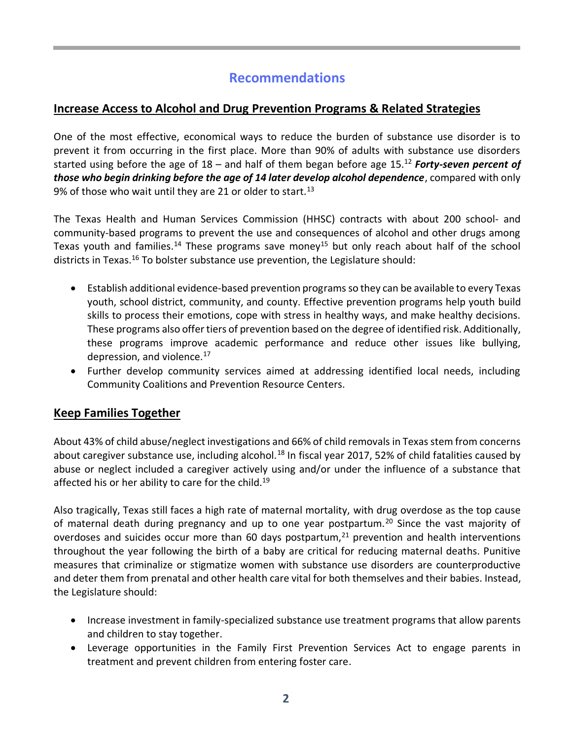## Recommendations

### Increase Access to Alcohol and Drug Prevention Programs & Related Strategies

One of the most effective, economical ways to reduce the burden of substance use disorder is to prevent it from occurring in the first place. More than 90% of adults with substance use disorders started using before the age of 18 – and half of them began before age 15.[12] ***Forty-seven percent of those who begin drinking before the age of 14 later develop alcohol dependence***, compared with only 9% of those who wait until they are 21 or older to start.[13]

The Texas Health and Human Services Commission (HHSC) contracts with about 200 school- and community-based programs to prevent the use and consequences of alcohol and other drugs among Texas youth and families.[14] These programs save money[15] but only reach about half of the school districts in Texas.[16] To bolster substance use prevention, the Legislature should:

- Establish additional evidence-based prevention programs so they can be available to every Texas youth, school district, community, and county. Effective prevention programs help youth build skills to process their emotions, cope with stress in healthy ways, and make healthy decisions. These programs also offer tiers of prevention based on the degree of identified risk. Additionally, these programs improve academic performance and reduce other issues like bullying, depression, and violence.[17]
- Further develop community services aimed at addressing identified local needs, including Community Coalitions and Prevention Resource Centers.

### Keep Families Together

About 43% of child abuse/neglect investigations and 66% of child removals in Texas stem from concerns about caregiver substance use, including alcohol.[18] In fiscal year 2017, 52% of child fatalities caused by abuse or neglect included a caregiver actively using and/or under the influence of a substance that affected his or her ability to care for the child.[19]

Also tragically, Texas still faces a high rate of maternal mortality, with drug overdose as the top cause of maternal death during pregnancy and up to one year postpartum.[20] Since the vast majority of overdoses and suicides occur more than 60 days postpartum,[21] prevention and health interventions throughout the year following the birth of a baby are critical for reducing maternal deaths. Punitive measures that criminalize or stigmatize women with substance use disorders are counterproductive and deter them from prenatal and other health care vital for both themselves and their babies. Instead, the Legislature should:

- Increase investment in family-specialized substance use treatment programs that allow parents and children to stay together.
- Leverage opportunities in the Family First Prevention Services Act to engage parents in treatment and prevent children from entering foster care.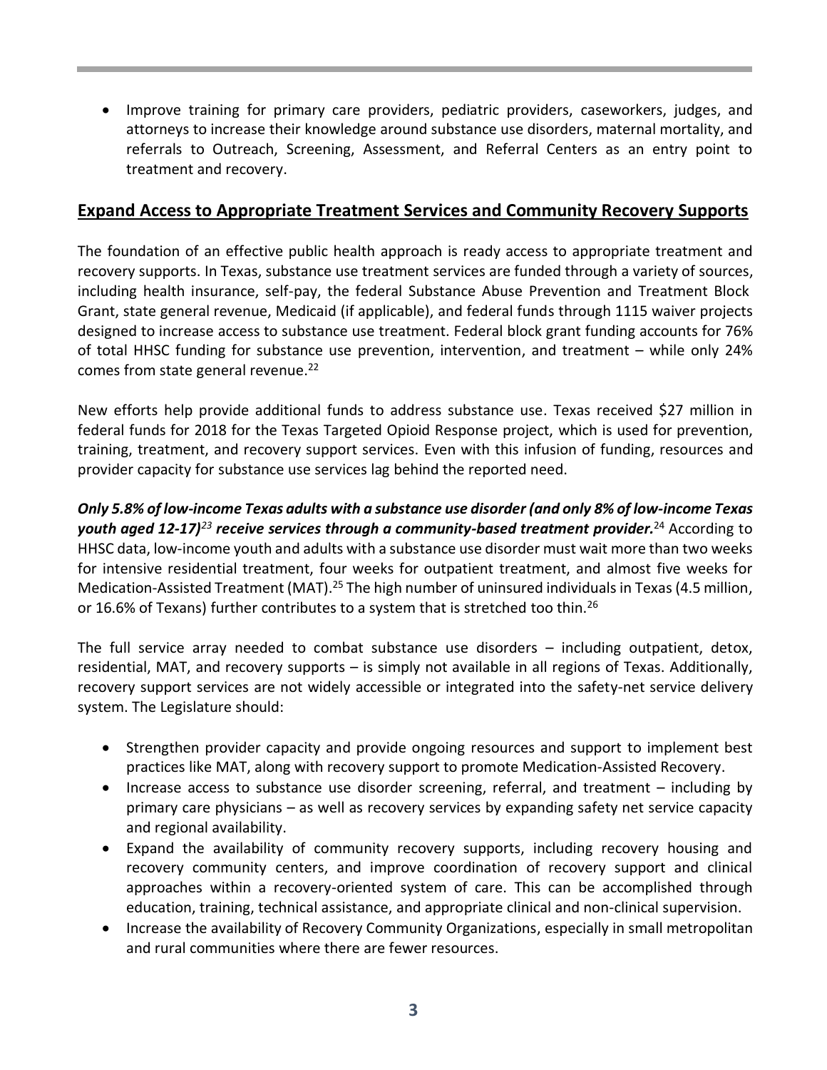- Improve training for primary care providers, pediatric providers, caseworkers, judges, and attorneys to increase their knowledge around substance use disorders, maternal mortality, and referrals to Outreach, Screening, Assessment, and Referral Centers as an entry point to treatment and recovery.

## Expand Access to Appropriate Treatment Services and Community Recovery Supports

The foundation of an effective public health approach is ready access to appropriate treatment and recovery supports. In Texas, substance use treatment services are funded through a variety of sources, including health insurance, self-pay, the federal Substance Abuse Prevention and Treatment Block Grant, state general revenue, Medicaid (if applicable), and federal funds through 1115 waiver projects designed to increase access to substance use treatment. Federal block grant funding accounts for 76% of total HHSC funding for substance use prevention, intervention, and treatment – while only 24% comes from state general revenue.[22]

New efforts help provide additional funds to address substance use. Texas received $27 million in federal funds for 2018 for the Texas Targeted Opioid Response project, which is used for prevention, training, treatment, and recovery support services. Even with this infusion of funding, resources and provider capacity for substance use services lag behind the reported need.

***Only 5.8% of low-income Texas adults with a substance use disorder (and only 8% of low-income Texas youth aged 12-17)[23] receive services through a community-based treatment provider.***[24] According to HHSC data, low-income youth and adults with a substance use disorder must wait more than two weeks for intensive residential treatment, four weeks for outpatient treatment, and almost five weeks for Medication-Assisted Treatment (MAT).[25] The high number of uninsured individuals in Texas (4.5 million, or 16.6% of Texans) further contributes to a system that is stretched too thin.[26]

The full service array needed to combat substance use disorders – including outpatient, detox, residential, MAT, and recovery supports – is simply not available in all regions of Texas. Additionally, recovery support services are not widely accessible or integrated into the safety-net service delivery system. The Legislature should:

- Strengthen provider capacity and provide ongoing resources and support to implement best practices like MAT, along with recovery support to promote Medication-Assisted Recovery.
- Increase access to substance use disorder screening, referral, and treatment – including by primary care physicians – as well as recovery services by expanding safety net service capacity and regional availability.
- Expand the availability of community recovery supports, including recovery housing and recovery community centers, and improve coordination of recovery support and clinical approaches within a recovery-oriented system of care. This can be accomplished through education, training, technical assistance, and appropriate clinical and non-clinical supervision.
- Increase the availability of Recovery Community Organizations, especially in small metropolitan and rural communities where there are fewer resources.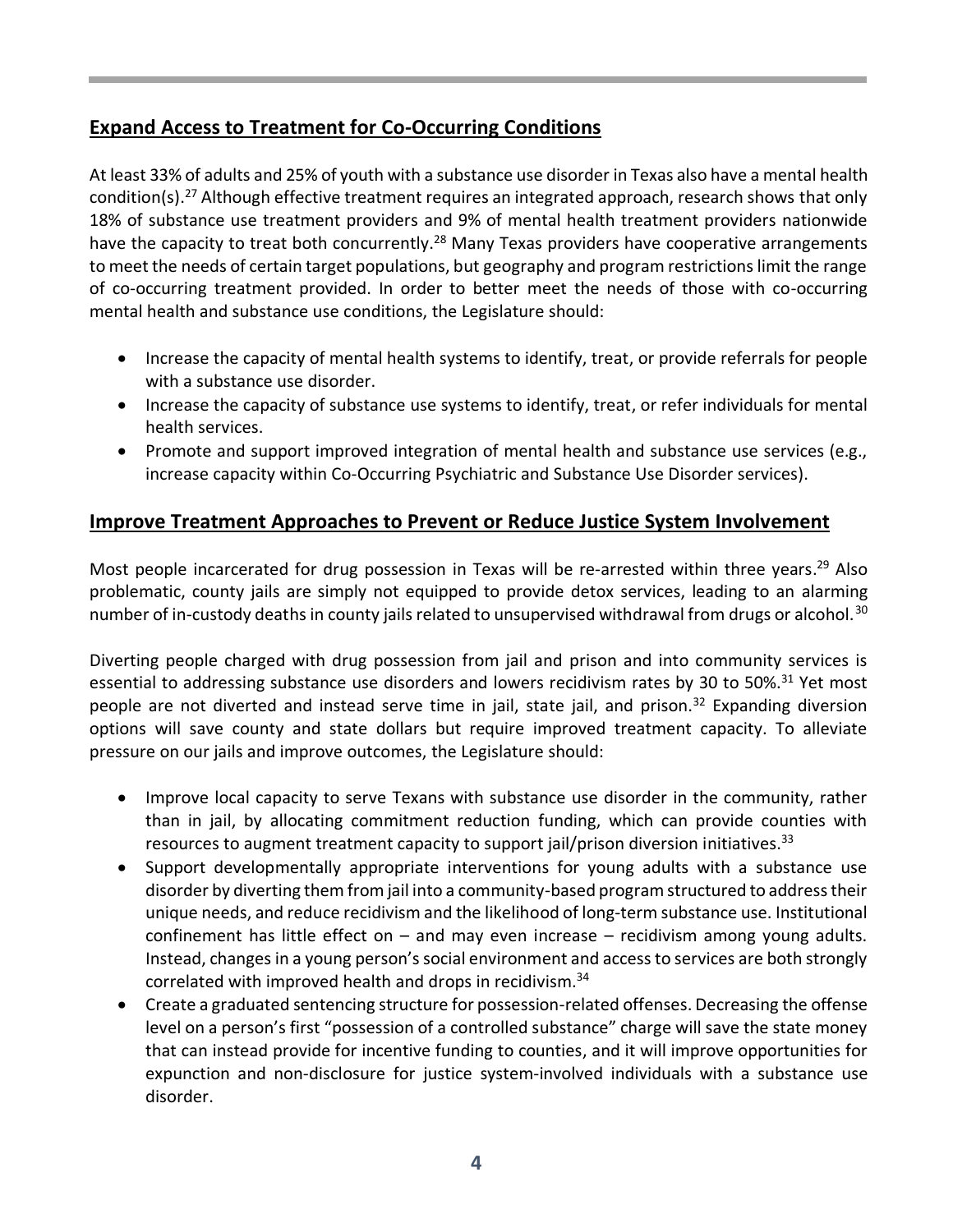## Expand Access to Treatment for Co-Occurring Conditions

At least 33% of adults and 25% of youth with a substance use disorder in Texas also have a mental health condition(s).[27] Although effective treatment requires an integrated approach, research shows that only 18% of substance use treatment providers and 9% of mental health treatment providers nationwide have the capacity to treat both concurrently.[28] Many Texas providers have cooperative arrangements to meet the needs of certain target populations, but geography and program restrictions limit the range of co-occurring treatment provided. In order to better meet the needs of those with co-occurring mental health and substance use conditions, the Legislature should:

- Increase the capacity of mental health systems to identify, treat, or provide referrals for people with a substance use disorder.
- Increase the capacity of substance use systems to identify, treat, or refer individuals for mental health services.
- Promote and support improved integration of mental health and substance use services (e.g., increase capacity within Co-Occurring Psychiatric and Substance Use Disorder services).

## Improve Treatment Approaches to Prevent or Reduce Justice System Involvement

Most people incarcerated for drug possession in Texas will be re-arrested within three years.[29] Also problematic, county jails are simply not equipped to provide detox services, leading to an alarming number of in-custody deaths in county jails related to unsupervised withdrawal from drugs or alcohol.[30]

Diverting people charged with drug possession from jail and prison and into community services is essential to addressing substance use disorders and lowers recidivism rates by 30 to 50%.[31] Yet most people are not diverted and instead serve time in jail, state jail, and prison.[32] Expanding diversion options will save county and state dollars but require improved treatment capacity. To alleviate pressure on our jails and improve outcomes, the Legislature should:

- Improve local capacity to serve Texans with substance use disorder in the community, rather than in jail, by allocating commitment reduction funding, which can provide counties with resources to augment treatment capacity to support jail/prison diversion initiatives.[33]
- Support developmentally appropriate interventions for young adults with a substance use disorder by diverting them from jail into a community-based program structured to address their unique needs, and reduce recidivism and the likelihood of long-term substance use. Institutional confinement has little effect on – and may even increase – recidivism among young adults. Instead, changes in a young person's social environment and access to services are both strongly correlated with improved health and drops in recidivism.[34]
- Create a graduated sentencing structure for possession-related offenses. Decreasing the offense level on a person's first "possession of a controlled substance" charge will save the state money that can instead provide for incentive funding to counties, and it will improve opportunities for expunction and non-disclosure for justice system-involved individuals with a substance use disorder.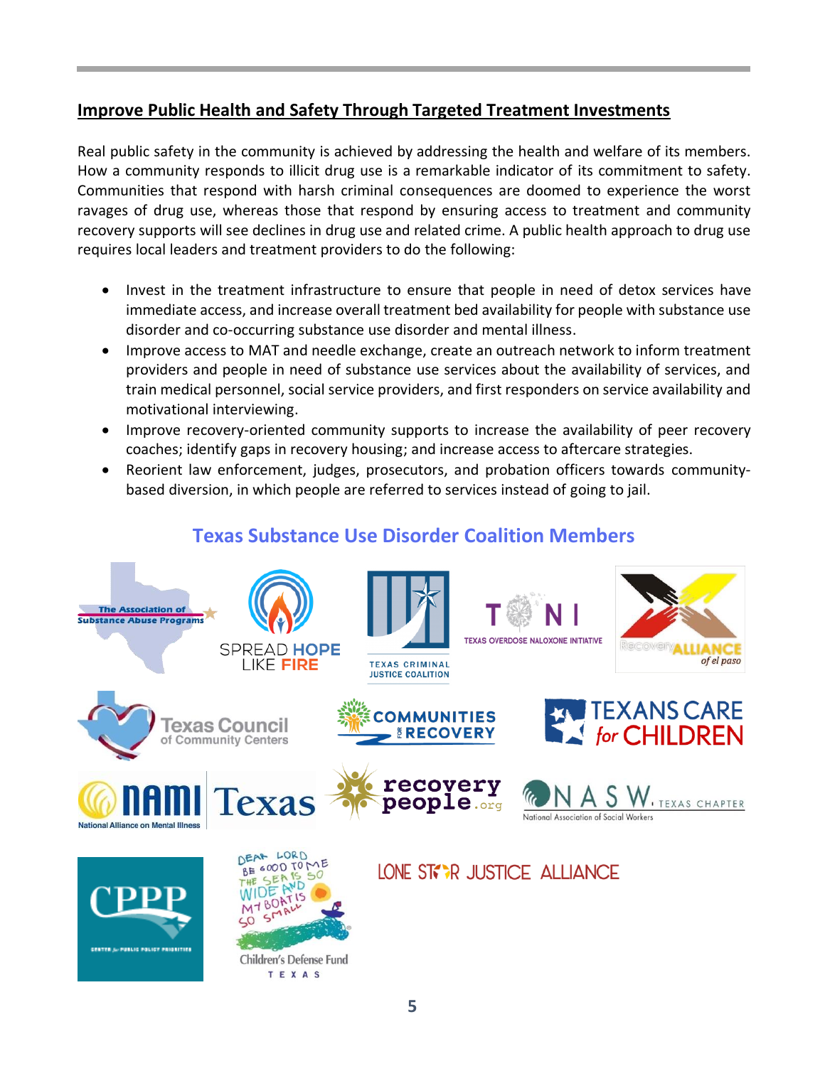## Improve Public Health and Safety Through Targeted Treatment Investments

Real public safety in the community is achieved by addressing the health and welfare of its members. How a community responds to illicit drug use is a remarkable indicator of its commitment to safety. Communities that respond with harsh criminal consequences are doomed to experience the worst ravages of drug use, whereas those that respond by ensuring access to treatment and community recovery supports will see declines in drug use and related crime. A public health approach to drug use requires local leaders and treatment providers to do the following:

- Invest in the treatment infrastructure to ensure that people in need of detox services have immediate access, and increase overall treatment bed availability for people with substance use disorder and co-occurring substance use disorder and mental illness.
- Improve access to MAT and needle exchange, create an outreach network to inform treatment providers and people in need of substance use services about the availability of services, and train medical personnel, social service providers, and first responders on service availability and motivational interviewing.
- Improve recovery-oriented community supports to increase the availability of peer recovery coaches; identify gaps in recovery housing; and increase access to aftercare strategies.
- Reorient law enforcement, judges, prosecutors, and probation officers towards community-based diversion, in which people are referred to services instead of going to jail.

## Texas Substance Use Disorder Coalition Members

The Association of Substance Abuse Programs

Spread Hope Like Fire

Texas Criminal Justice Coalition

TONI – Texas Overdose Naloxone Initiative

Recovery Alliance of El Paso

Texas Council of Community Centers

Communities for Recovery

Texans Care for Children

NAMI Texas – National Alliance on Mental Illness

recovery people.org

NASW Texas Chapter – National Association of Social Workers

CPPP – Center for Public Policy Priorities

Children's Defense Fund Texas

Lone Star Justice Alliance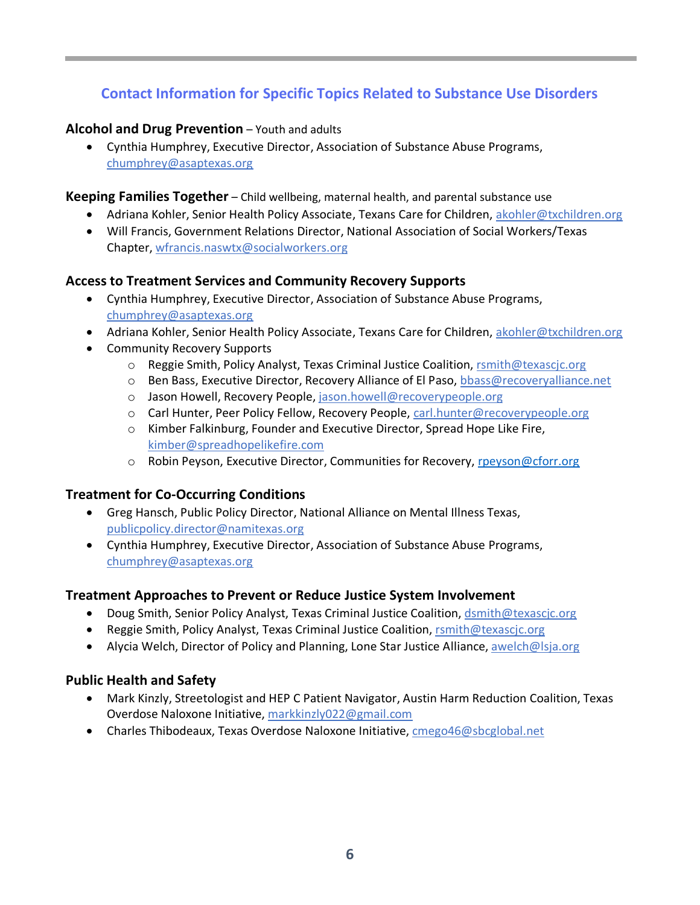## Contact Information for Specific Topics Related to Substance Use Disorders

**Alcohol and Drug Prevention** – Youth and adults

- Cynthia Humphrey, Executive Director, Association of Substance Abuse Programs, chumphrey@asaptexas.org

**Keeping Families Together** – Child wellbeing, maternal health, and parental substance use

- Adriana Kohler, Senior Health Policy Associate, Texans Care for Children, akohler@txchildren.org
- Will Francis, Government Relations Director, National Association of Social Workers/Texas Chapter, wfrancis.naswtx@socialworkers.org

**Access to Treatment Services and Community Recovery Supports**

- Cynthia Humphrey, Executive Director, Association of Substance Abuse Programs, chumphrey@asaptexas.org
- Adriana Kohler, Senior Health Policy Associate, Texans Care for Children, akohler@txchildren.org
- Community Recovery Supports
    - Reggie Smith, Policy Analyst, Texas Criminal Justice Coalition, rsmith@texascjc.org
    - Ben Bass, Executive Director, Recovery Alliance of El Paso, bbass@recoveryalliance.net
    - Jason Howell, Recovery People, jason.howell@recoverypeople.org
    - Carl Hunter, Peer Policy Fellow, Recovery People, carl.hunter@recoverypeople.org
    - Kimber Falkinburg, Founder and Executive Director, Spread Hope Like Fire, kimber@spreadhopelikefire.com
    - Robin Peyson, Executive Director, Communities for Recovery, rpeyson@cforr.org

**Treatment for Co-Occurring Conditions**

- Greg Hansch, Public Policy Director, National Alliance on Mental Illness Texas, publicpolicy.director@namitexas.org
- Cynthia Humphrey, Executive Director, Association of Substance Abuse Programs, chumphrey@asaptexas.org

**Treatment Approaches to Prevent or Reduce Justice System Involvement**

- Doug Smith, Senior Policy Analyst, Texas Criminal Justice Coalition, dsmith@texascjc.org
- Reggie Smith, Policy Analyst, Texas Criminal Justice Coalition, rsmith@texascjc.org
- Alycia Welch, Director of Policy and Planning, Lone Star Justice Alliance, awelch@lsja.org

**Public Health and Safety**

- Mark Kinzly, Streetologist and HEP C Patient Navigator, Austin Harm Reduction Coalition, Texas Overdose Naloxone Initiative, markkinzly022@gmail.com
- Charles Thibodeaux, Texas Overdose Naloxone Initiative, cmego46@sbcglobal.net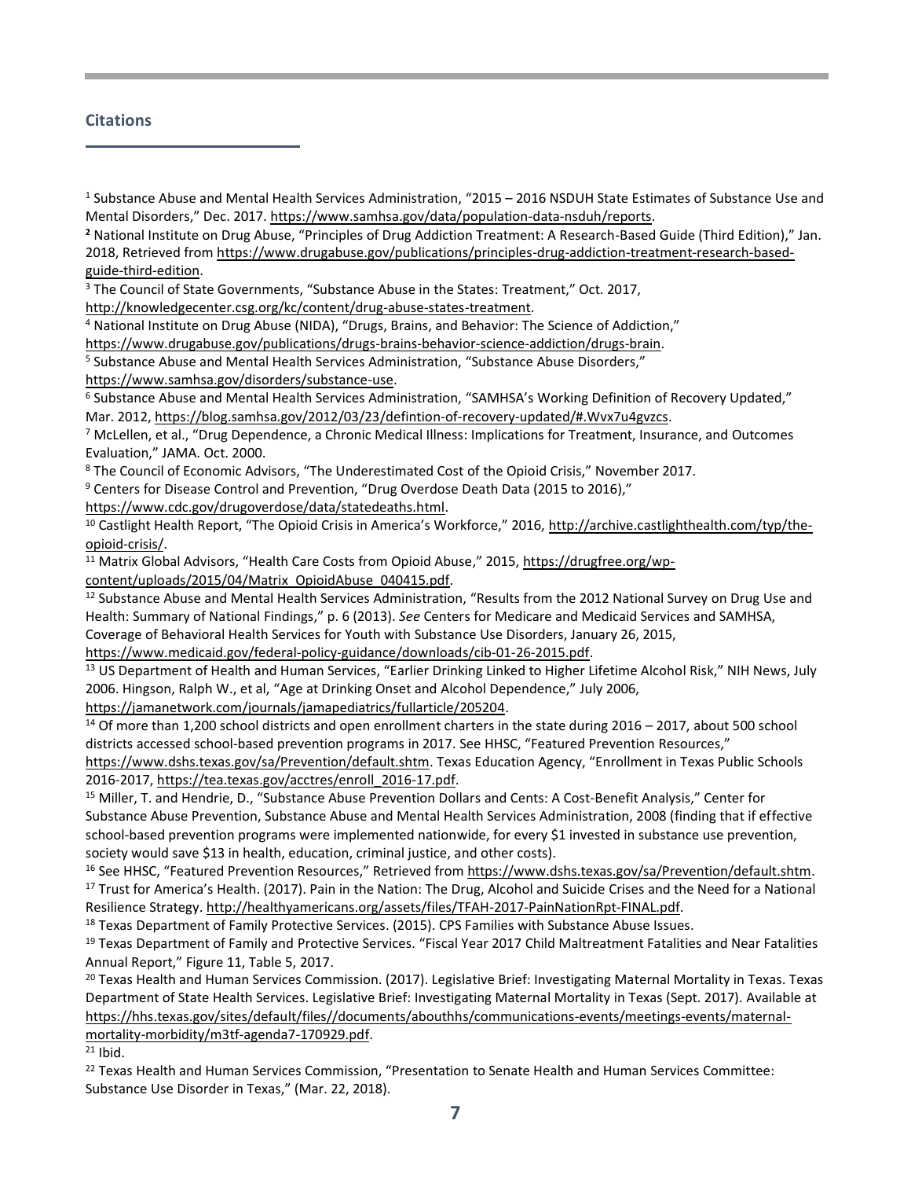## Citations

[1] Substance Abuse and Mental Health Services Administration, "2015 – 2016 NSDUH State Estimates of Substance Use and Mental Disorders," Dec. 2017. https://www.samhsa.gov/data/population-data-nsduh/reports.

[2] National Institute on Drug Abuse, "Principles of Drug Addiction Treatment: A Research-Based Guide (Third Edition)," Jan. 2018, Retrieved from https://www.drugabuse.gov/publications/principles-drug-addiction-treatment-research-based-guide-third-edition.

[3] The Council of State Governments, "Substance Abuse in the States: Treatment," Oct. 2017, http://knowledgecenter.csg.org/kc/content/drug-abuse-states-treatment.

[4] National Institute on Drug Abuse (NIDA), "Drugs, Brains, and Behavior: The Science of Addiction," https://www.drugabuse.gov/publications/drugs-brains-behavior-science-addiction/drugs-brain.

[5] Substance Abuse and Mental Health Services Administration, "Substance Abuse Disorders," https://www.samhsa.gov/disorders/substance-use.

[6] Substance Abuse and Mental Health Services Administration, "SAMHSA's Working Definition of Recovery Updated," Mar. 2012, https://blog.samhsa.gov/2012/03/23/defintion-of-recovery-updated/#.Wvx7u4gvzcs.

[7] McLellen, et al., "Drug Dependence, a Chronic Medical Illness: Implications for Treatment, Insurance, and Outcomes Evaluation," JAMA. Oct. 2000.

[8] The Council of Economic Advisors, "The Underestimated Cost of the Opioid Crisis," November 2017.

[9] Centers for Disease Control and Prevention, "Drug Overdose Death Data (2015 to 2016)," https://www.cdc.gov/drugoverdose/data/statedeaths.html.

[10] Castlight Health Report, "The Opioid Crisis in America's Workforce," 2016, http://archive.castlighthealth.com/typ/the-opioid-crisis/.

[11] Matrix Global Advisors, "Health Care Costs from Opioid Abuse," 2015, https://drugfree.org/wp-content/uploads/2015/04/Matrix_OpioidAbuse_040415.pdf.

[12] Substance Abuse and Mental Health Services Administration, "Results from the 2012 National Survey on Drug Use and Health: Summary of National Findings," p. 6 (2013). *See* Centers for Medicare and Medicaid Services and SAMHSA, Coverage of Behavioral Health Services for Youth with Substance Use Disorders, January 26, 2015, https://www.medicaid.gov/federal-policy-guidance/downloads/cib-01-26-2015.pdf.

[13] US Department of Health and Human Services, "Earlier Drinking Linked to Higher Lifetime Alcohol Risk," NIH News, July 2006. Hingson, Ralph W., et al, "Age at Drinking Onset and Alcohol Dependence," July 2006, https://jamanetwork.com/journals/jamapediatrics/fullarticle/205204.

[14] Of more than 1,200 school districts and open enrollment charters in the state during 2016 – 2017, about 500 school districts accessed school-based prevention programs in 2017. See HHSC, "Featured Prevention Resources," https://www.dshs.texas.gov/sa/Prevention/default.shtm. Texas Education Agency, "Enrollment in Texas Public Schools 2016-2017, https://tea.texas.gov/acctres/enroll_2016-17.pdf.

[15] Miller, T. and Hendrie, D., "Substance Abuse Prevention Dollars and Cents: A Cost-Benefit Analysis," Center for Substance Abuse Prevention, Substance Abuse and Mental Health Services Administration, 2008 (finding that if effective school-based prevention programs were implemented nationwide, for every $1 invested in substance use prevention, society would save $13 in health, education, criminal justice, and other costs).

[16] See HHSC, "Featured Prevention Resources," Retrieved from https://www.dshs.texas.gov/sa/Prevention/default.shtm.

[17] Trust for America's Health. (2017). Pain in the Nation: The Drug, Alcohol and Suicide Crises and the Need for a National Resilience Strategy. http://healthyamericans.org/assets/files/TFAH-2017-PainNationRpt-FINAL.pdf.

[18] Texas Department of Family Protective Services. (2015). CPS Families with Substance Abuse Issues.

[19] Texas Department of Family and Protective Services. "Fiscal Year 2017 Child Maltreatment Fatalities and Near Fatalities Annual Report," Figure 11, Table 5, 2017.

[20] Texas Health and Human Services Commission. (2017). Legislative Brief: Investigating Maternal Mortality in Texas. Texas Department of State Health Services. Legislative Brief: Investigating Maternal Mortality in Texas (Sept. 2017). Available at https://hhs.texas.gov/sites/default/files//documents/abouthhs/communications-events/meetings-events/maternal-mortality-morbidity/m3tf-agenda7-170929.pdf.

[21] Ibid.

[22] Texas Health and Human Services Commission, "Presentation to Senate Health and Human Services Committee: Substance Use Disorder in Texas," (Mar. 22, 2018).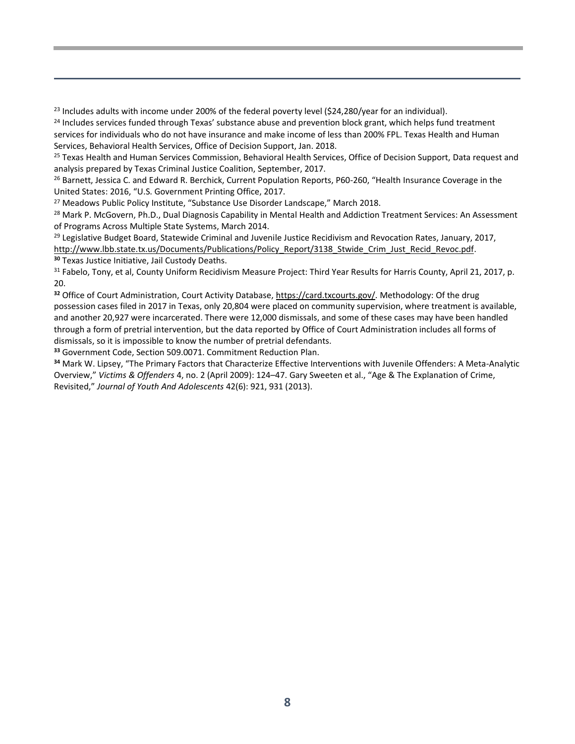[23] Includes adults with income under 200% of the federal poverty level ($24,280/year for an individual).

[24] Includes services funded through Texas' substance abuse and prevention block grant, which helps fund treatment services for individuals who do not have insurance and make income of less than 200% FPL. Texas Health and Human Services, Behavioral Health Services, Office of Decision Support, Jan. 2018.

[25] Texas Health and Human Services Commission, Behavioral Health Services, Office of Decision Support, Data request and analysis prepared by Texas Criminal Justice Coalition, September, 2017.

[26] Barnett, Jessica C. and Edward R. Berchick, Current Population Reports, P60-260, "Health Insurance Coverage in the United States: 2016, "U.S. Government Printing Office, 2017.

[27] Meadows Public Policy Institute, "Substance Use Disorder Landscape," March 2018.

[28] Mark P. McGovern, Ph.D., Dual Diagnosis Capability in Mental Health and Addiction Treatment Services: An Assessment of Programs Across Multiple State Systems, March 2014.

[29] Legislative Budget Board, Statewide Criminal and Juvenile Justice Recidivism and Revocation Rates, January, 2017, http://www.lbb.state.tx.us/Documents/Publications/Policy_Report/3138_Stwide_Crim_Just_Recid_Revoc.pdf.

[30] Texas Justice Initiative, Jail Custody Deaths.

[31] Fabelo, Tony, et al, County Uniform Recidivism Measure Project: Third Year Results for Harris County, April 21, 2017, p. 20.

[32] Office of Court Administration, Court Activity Database, https://card.txcourts.gov/. Methodology: Of the drug possession cases filed in 2017 in Texas, only 20,804 were placed on community supervision, where treatment is available, and another 20,927 were incarcerated. There were 12,000 dismissals, and some of these cases may have been handled through a form of pretrial intervention, but the data reported by Office of Court Administration includes all forms of dismissals, so it is impossible to know the number of pretrial defendants.

[33] Government Code, Section 509.0071. Commitment Reduction Plan.

[34] Mark W. Lipsey, "The Primary Factors that Characterize Effective Interventions with Juvenile Offenders: A Meta-Analytic Overview," *Victims & Offenders* 4, no. 2 (April 2009): 124–47. Gary Sweeten et al., "Age & The Explanation of Crime, Revisited," *Journal of Youth And Adolescents* 42(6): 921, 931 (2013).